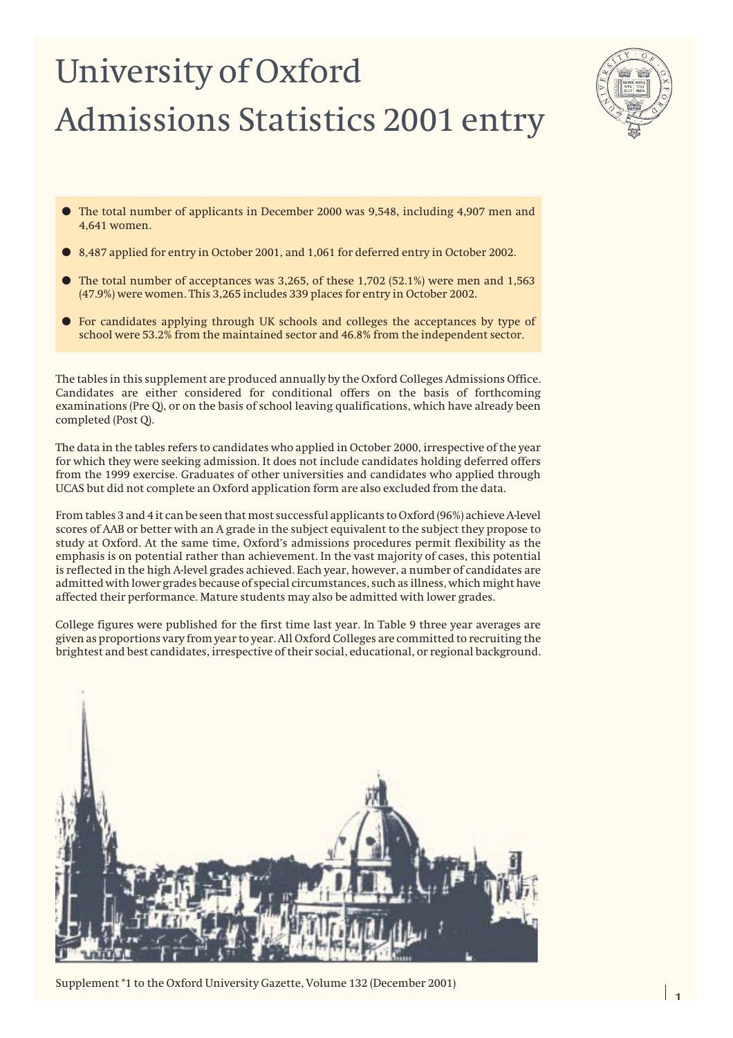# University of Oxford
# Admissions Statistics 2001 entry

- The total number of applicants in December 2000 was 9,548, including 4,907 men and 4,641 women.
- 8,487 applied for entry in October 2001, and 1,061 for deferred entry in October 2002.
- The total number of acceptances was 3,265, of these 1,702 (52.1%) were men and 1,563 (47.9%) were women. This 3,265 includes 339 places for entry in October 2002.
- For candidates applying through UK schools and colleges the acceptances by type of school were 53.2% from the maintained sector and 46.8% from the independent sector.

The tables in this supplement are produced annually by the Oxford Colleges Admissions Office. Candidates are either considered for conditional offers on the basis of forthcoming examinations (Pre Q), or on the basis of school leaving qualifications, which have already been completed (Post Q).

The data in the tables refers to candidates who applied in October 2000, irrespective of the year for which they were seeking admission. It does not include candidates holding deferred offers from the 1999 exercise. Graduates of other universities and candidates who applied through UCAS but did not complete an Oxford application form are also excluded from the data.

From tables 3 and 4 it can be seen that most successful applicants to Oxford (96%) achieve A-level scores of AAB or better with an A grade in the subject equivalent to the subject they propose to study at Oxford. At the same time, Oxford's admissions procedures permit flexibility as the emphasis is on potential rather than achievement. In the vast majority of cases, this potential is reflected in the high A-level grades achieved. Each year, however, a number of candidates are admitted with lower grades because of special circumstances, such as illness, which might have affected their performance. Mature students may also be admitted with lower grades.

College figures were published for the first time last year. In Table 9 three year averages are given as proportions vary from year to year. All Oxford Colleges are committed to recruiting the brightest and best candidates, irrespective of their social, educational, or regional background.

Supplement *1 to the Oxford University Gazette, Volume 132 (December 2001)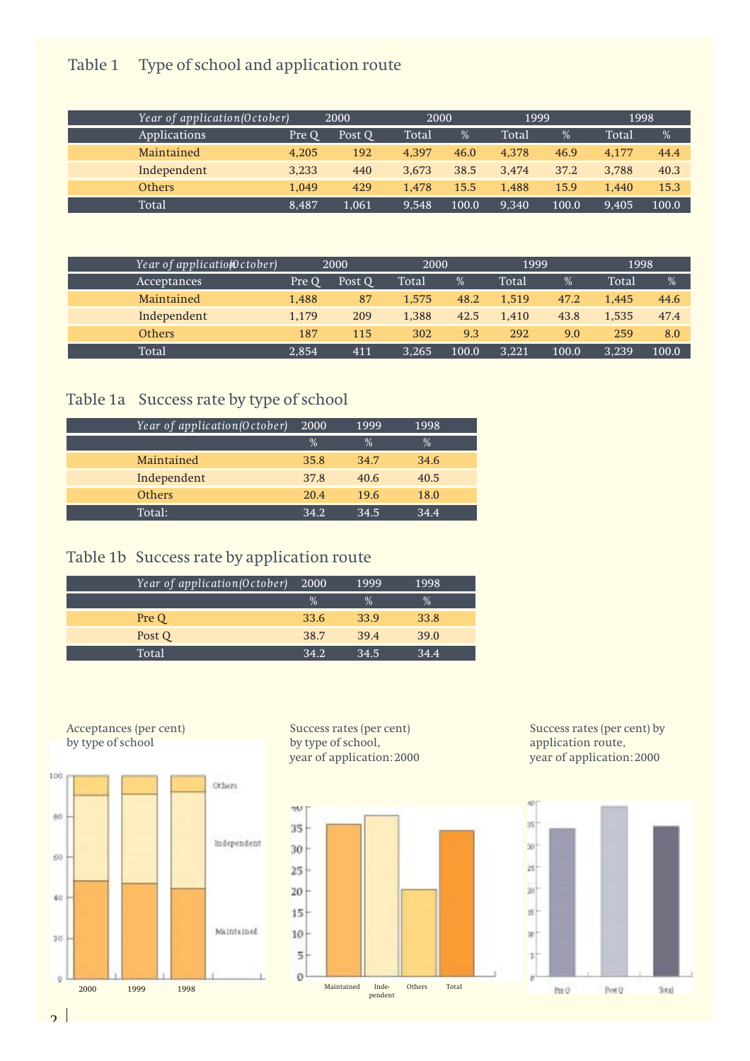## Table 1 Type of school and application route

| *Year of application (October)* | 2000 | | 2000 | | 1999 | | 1998 | |
|---|---|---|---|---|---|---|---|---|
| Applications | Pre Q | Post Q | Total | % | Total | % | Total | % |
| Maintained | 4,205 | 192 | 4,397 | 46.0 | 4,378 | 46.9 | 4,177 | 44.4 |
| Independent | 3,233 | 440 | 3,673 | 38.5 | 3,474 | 37.2 | 3,788 | 40.3 |
| Others | 1,049 | 429 | 1,478 | 15.5 | 1,488 | 15.9 | 1,440 | 15.3 |
| Total | 8,487 | 1,061 | 9,548 | 100.0 | 9,340 | 100.0 | 9,405 | 100.0 |

| *Year of application (October)* | 2000 | | 2000 | | 1999 | | 1998 | |
|---|---|---|---|---|---|---|---|---|
| Acceptances | Pre Q | Post Q | Total | % | Total | % | Total | % |
| Maintained | 1,488 | 87 | 1,575 | 48.2 | 1,519 | 47.2 | 1,445 | 44.6 |
| Independent | 1,179 | 209 | 1,388 | 42.5 | 1,410 | 43.8 | 1,535 | 47.4 |
| Others | 187 | 115 | 302 | 9.3 | 292 | 9.0 | 259 | 8.0 |
| Total | 2,854 | 411 | 3,265 | 100.0 | 3,221 | 100.0 | 3,239 | 100.0 |

## Table 1a Success rate by type of school

| *Year of application (October)* | 2000 | 1999 | 1998 |
|---|---|---|---|
| | % | % | % |
| Maintained | 35.8 | 34.7 | 34.6 |
| Independent | 37.8 | 40.6 | 40.5 |
| Others | 20.4 | 19.6 | 18.0 |
| Total: | 34.2 | 34.5 | 34.4 |

## Table 1b Success rate by application route

| *Year of application (October)* | 2000 | 1999 | 1998 |
|---|---|---|---|
| | % | % | % |
| Pre Q | 33.6 | 33.9 | 33.8 |
| Post Q | 38.7 | 39.4 | 39.0 |
| Total | 34.2 | 34.5 | 34.4 |

Acceptances (per cent) by type of school

Success rates (per cent) by type of school, year of application: 2000

Success rates (per cent) by application route, year of application: 2000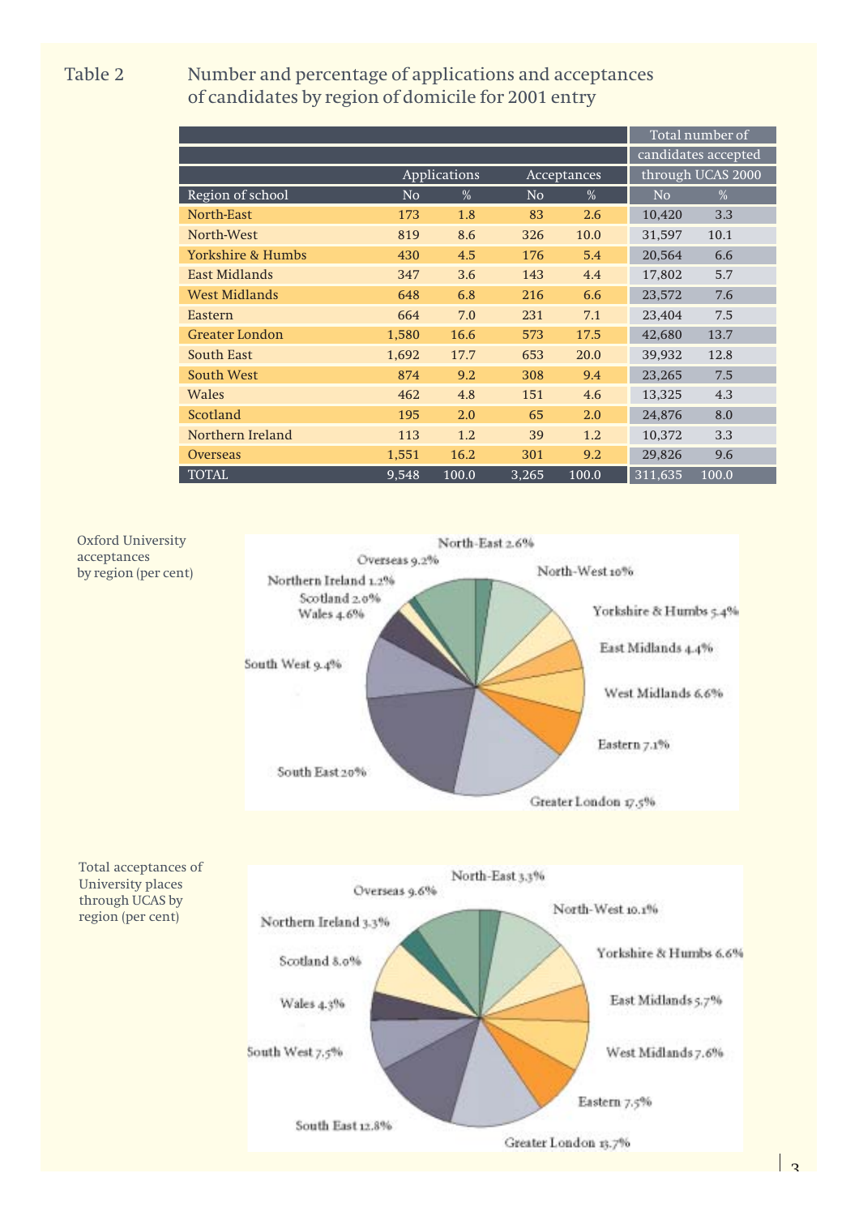## Table 2 Number and percentage of applications and acceptances of candidates by region of domicile for 2001 entry

| | Applications | | Acceptances | | Total number of candidates accepted through UCAS 2000 | |
|---|---|---|---|---|---|---|
| Region of school | No | % | No | % | No | % |
| North-East | 173 | 1.8 | 83 | 2.6 | 10,420 | 3.3 |
| North-West | 819 | 8.6 | 326 | 10.0 | 31,597 | 10.1 |
| Yorkshire & Humbs | 430 | 4.5 | 176 | 5.4 | 20,564 | 6.6 |
| East Midlands | 347 | 3.6 | 143 | 4.4 | 17,802 | 5.7 |
| West Midlands | 648 | 6.8 | 216 | 6.6 | 23,572 | 7.6 |
| Eastern | 664 | 7.0 | 231 | 7.1 | 23,404 | 7.5 |
| Greater London | 1,580 | 16.6 | 573 | 17.5 | 42,680 | 13.7 |
| South East | 1,692 | 17.7 | 653 | 20.0 | 39,932 | 12.8 |
| South West | 874 | 9.2 | 308 | 9.4 | 23,265 | 7.5 |
| Wales | 462 | 4.8 | 151 | 4.6 | 13,325 | 4.3 |
| Scotland | 195 | 2.0 | 65 | 2.0 | 24,876 | 8.0 |
| Northern Ireland | 113 | 1.2 | 39 | 1.2 | 10,372 | 3.3 |
| Overseas | 1,551 | 16.2 | 301 | 9.2 | 29,826 | 9.6 |
| TOTAL | 9,548 | 100.0 | 3,265 | 100.0 | 311,635 | 100.0 |

Oxford University acceptances by region (per cent)

North-East 2.6%, North-West 10%, Yorkshire & Humbs 5.4%, East Midlands 4.4%, West Midlands 6.6%, Eastern 7.1%, Greater London 17.5%, South East 20%, South West 9.4%, Wales 4.6%, Scotland 2.0%, Northern Ireland 1.2%, Overseas 9.2%

Total acceptances of University places through UCAS by region (per cent)

North-East 3.3%, North-West 10.1%, Yorkshire & Humbs 6.6%, East Midlands 5.7%, West Midlands 7.6%, Eastern 7.5%, Greater London 13.7%, South East 12.8%, South West 7.5%, Wales 4.3%, Scotland 8.0%, Northern Ireland 3.3%, Overseas 9.6%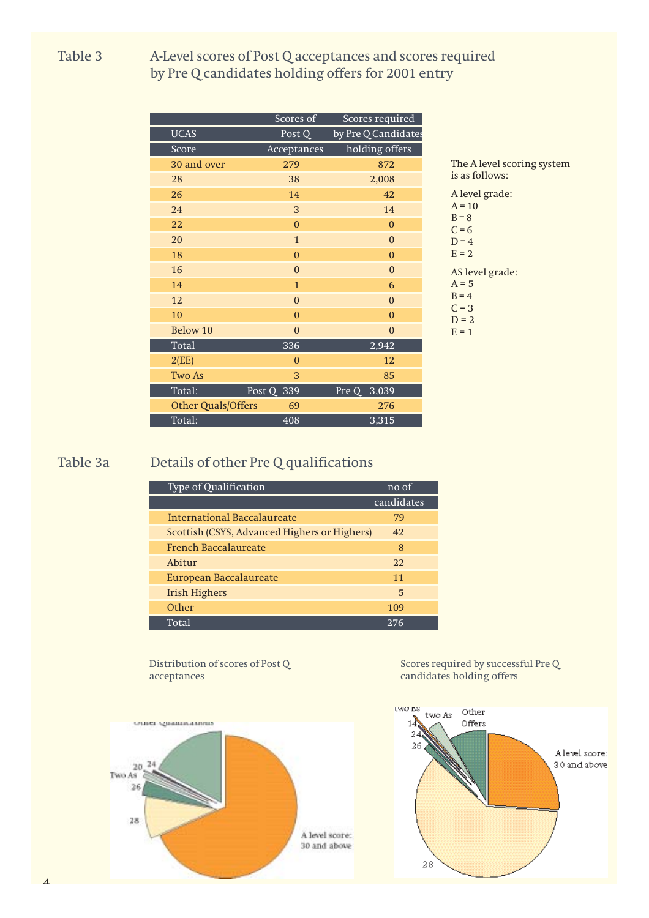## Table 3 A-Level scores of Post Q acceptances and scores required by Pre Q candidates holding offers for 2001 entry

| UCAS Score | Scores of Post Q Acceptances | Scores required by Pre Q Candidates holding offers |
|---|---|---|
| 30 and over | 279 | 872 |
| 28 | 38 | 2,008 |
| 26 | 14 | 42 |
| 24 | 3 | 14 |
| 22 | 0 | 0 |
| 20 | 1 | 0 |
| 18 | 0 | 0 |
| 16 | 0 | 0 |
| 14 | 1 | 6 |
| 12 | 0 | 0 |
| 10 | 0 | 0 |
| Below 10 | 0 | 0 |
| Total | 336 | 2,942 |
| 2(EE) | 0 | 12 |
| Two As | 3 | 85 |
| Total: | Post Q 339 | Pre Q 3,039 |
| Other Quals/Offers | 69 | 276 |
| Total: | 408 | 3,315 |

The A level scoring system is as follows:

A level grade:
A = 10
B = 8
C = 6
D = 4
E = 2

AS level grade:
A = 5
B = 4
C = 3
D = 2
E = 1

## Table 3a Details of other Pre Q qualifications

| Type of Qualification | no of candidates |
|---|---|
| International Baccalaureate | 79 |
| Scottish (CSYS, Advanced Highers or Highers) | 42 |
| French Baccalaureate | 8 |
| Abitur | 22 |
| European Baccalaureate | 11 |
| Irish Highers | 5 |
| Other | 109 |
| Total | 276 |

Distribution of scores of Post Q acceptances

Scores required by successful Pre Q candidates holding offers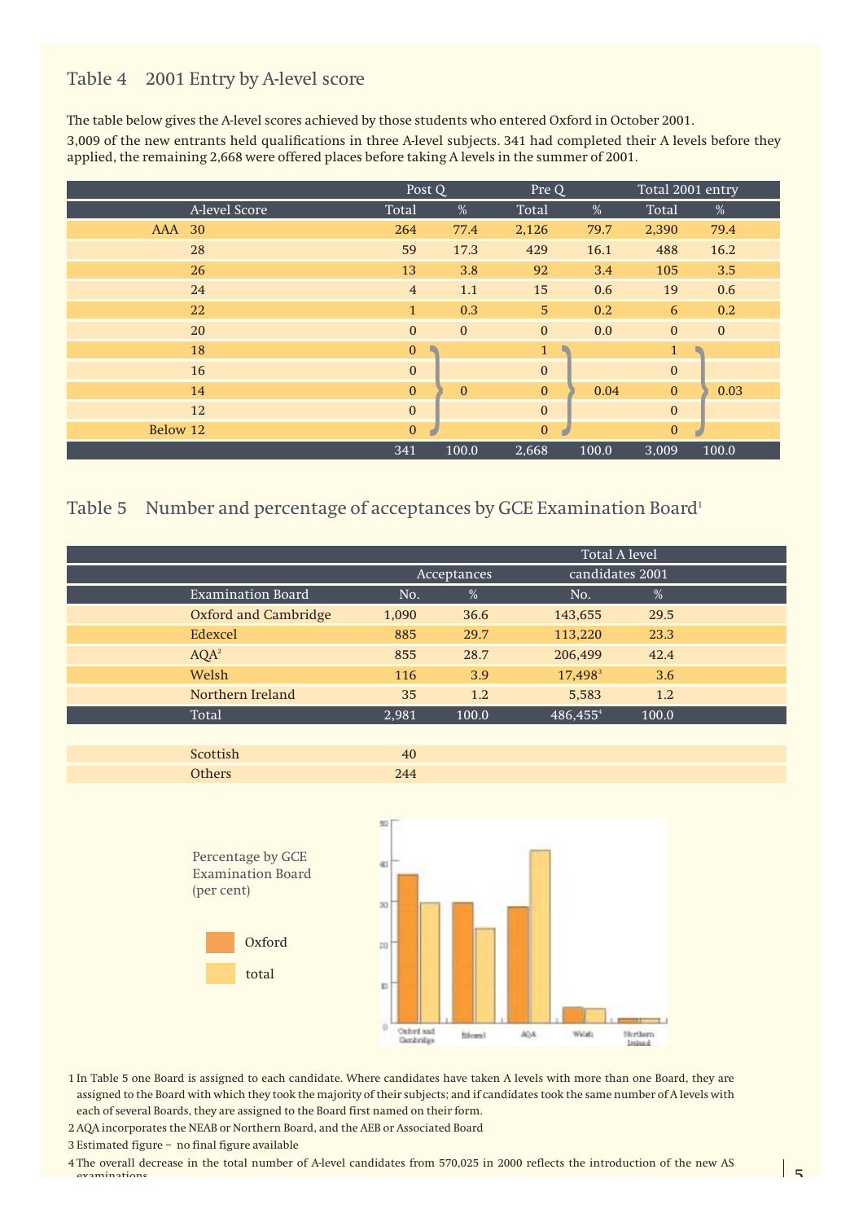## Table 4 2001 Entry by A-level score

The table below gives the A-level scores achieved by those students who entered Oxford in October 2001.

3,009 of the new entrants held qualifications in three A-level subjects. 341 had completed their A levels before they applied, the remaining 2,668 were offered places before taking A levels in the summer of 2001.

| | Post Q | | Pre Q | | Total 2001 entry | |
|---|---|---|---|---|---|---|
| A-level Score | Total | % | Total | % | Total | % |
| AAA 30 | 264 | 77.4 | 2,126 | 79.7 | 2,390 | 79.4 |
| 28 | 59 | 17.3 | 429 | 16.1 | 488 | 16.2 |
| 26 | 13 | 3.8 | 92 | 3.4 | 105 | 3.5 |
| 24 | 4 | 1.1 | 15 | 0.6 | 19 | 0.6 |
| 22 | 1 | 0.3 | 5 | 0.2 | 6 | 0.2 |
| 20 | 0 | 0 | 0 | 0.0 | 0 | 0 |
| 18 | 0 | | 1 | | 1 | |
| 16 | 0 | | 0 | | 0 | |
| 14 | 0 | 0 | 0 | 0.04 | 0 | 0.03 |
| 12 | 0 | | 0 | | 0 | |
| Below 12 | 0 | | 0 | | 0 | |
| | 341 | 100.0 | 2,668 | 100.0 | 3,009 | 100.0 |

## Table 5 Number and percentage of acceptances by GCE Examination Board[1]

| | Acceptances | | Total A level candidates 2001 | |
|---|---|---|---|---|
| Examination Board | No. | % | No. | % |
| Oxford and Cambridge | 1,090 | 36.6 | 143,655 | 29.5 |
| Edexcel | 885 | 29.7 | 113,220 | 23.3 |
| AQA[2] | 855 | 28.7 | 206,499 | 42.4 |
| Welsh | 116 | 3.9 | 17,498[3] | 3.6 |
| Northern Ireland | 35 | 1.2 | 5,583 | 1.2 |
| Total | 2,981 | 100.0 | 486,455[4] | 100.0 |
| | | | | |
| Scottish | 40 | | | |
| Others | 244 | | | |

Percentage by GCE Examination Board (per cent)

Oxford

total

1 In Table 5 one Board is assigned to each candidate. Where candidates have taken A levels with more than one Board, they are assigned to the Board with which they took the majority of their subjects; and if candidates took the same number of A levels with each of several Boards, they are assigned to the Board first named on their form.

2 AQA incorporates the NEAB or Northern Board, and the AEB or Associated Board

3 Estimated figure – no final figure available

4 The overall decrease in the total number of A-level candidates from 570,025 in 2000 reflects the introduction of the new AS examinations.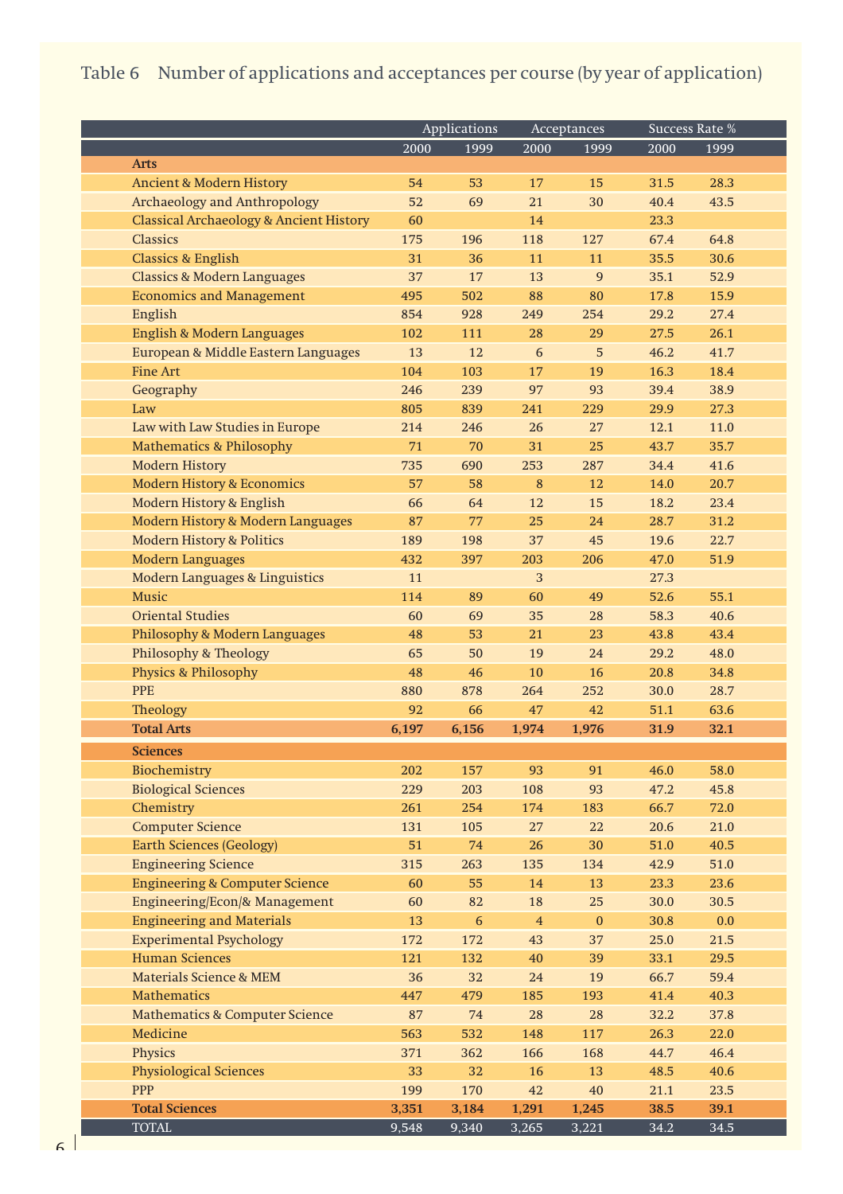## Table 6 Number of applications and acceptances per course (by year of application)

| | Applications | | Acceptances | | Success Rate % | |
|---|---|---|---|---|---|---|
| | 2000 | 1999 | 2000 | 1999 | 2000 | 1999 |
| **Arts** | | | | | | |
| Ancient & Modern History | 54 | 53 | 17 | 15 | 31.5 | 28.3 |
| Archaeology and Anthropology | 52 | 69 | 21 | 30 | 40.4 | 43.5 |
| Classical Archaeology & Ancient History | 60 | | 14 | | 23.3 | |
| Classics | 175 | 196 | 118 | 127 | 67.4 | 64.8 |
| Classics & English | 31 | 36 | 11 | 11 | 35.5 | 30.6 |
| Classics & Modern Languages | 37 | 17 | 13 | 9 | 35.1 | 52.9 |
| Economics and Management | 495 | 502 | 88 | 80 | 17.8 | 15.9 |
| English | 854 | 928 | 249 | 254 | 29.2 | 27.4 |
| English & Modern Languages | 102 | 111 | 28 | 29 | 27.5 | 26.1 |
| European & Middle Eastern Languages | 13 | 12 | 6 | 5 | 46.2 | 41.7 |
| Fine Art | 104 | 103 | 17 | 19 | 16.3 | 18.4 |
| Geography | 246 | 239 | 97 | 93 | 39.4 | 38.9 |
| Law | 805 | 839 | 241 | 229 | 29.9 | 27.3 |
| Law with Law Studies in Europe | 214 | 246 | 26 | 27 | 12.1 | 11.0 |
| Mathematics & Philosophy | 71 | 70 | 31 | 25 | 43.7 | 35.7 |
| Modern History | 735 | 690 | 253 | 287 | 34.4 | 41.6 |
| Modern History & Economics | 57 | 58 | 8 | 12 | 14.0 | 20.7 |
| Modern History & English | 66 | 64 | 12 | 15 | 18.2 | 23.4 |
| Modern History & Modern Languages | 87 | 77 | 25 | 24 | 28.7 | 31.2 |
| Modern History & Politics | 189 | 198 | 37 | 45 | 19.6 | 22.7 |
| Modern Languages | 432 | 397 | 203 | 206 | 47.0 | 51.9 |
| Modern Languages & Linguistics | 11 | | 3 | | 27.3 | |
| Music | 114 | 89 | 60 | 49 | 52.6 | 55.1 |
| Oriental Studies | 60 | 69 | 35 | 28 | 58.3 | 40.6 |
| Philosophy & Modern Languages | 48 | 53 | 21 | 23 | 43.8 | 43.4 |
| Philosophy & Theology | 65 | 50 | 19 | 24 | 29.2 | 48.0 |
| Physics & Philosophy | 48 | 46 | 10 | 16 | 20.8 | 34.8 |
| PPE | 880 | 878 | 264 | 252 | 30.0 | 28.7 |
| Theology | 92 | 66 | 47 | 42 | 51.1 | 63.6 |
| **Total Arts** | **6,197** | **6,156** | **1,974** | **1,976** | **31.9** | **32.1** |
| **Sciences** | | | | | | |
| Biochemistry | 202 | 157 | 93 | 91 | 46.0 | 58.0 |
| Biological Sciences | 229 | 203 | 108 | 93 | 47.2 | 45.8 |
| Chemistry | 261 | 254 | 174 | 183 | 66.7 | 72.0 |
| Computer Science | 131 | 105 | 27 | 22 | 20.6 | 21.0 |
| Earth Sciences (Geology) | 51 | 74 | 26 | 30 | 51.0 | 40.5 |
| Engineering Science | 315 | 263 | 135 | 134 | 42.9 | 51.0 |
| Engineering & Computer Science | 60 | 55 | 14 | 13 | 23.3 | 23.6 |
| Engineering/Econ/& Management | 60 | 82 | 18 | 25 | 30.0 | 30.5 |
| Engineering and Materials | 13 | 6 | 4 | 0 | 30.8 | 0.0 |
| Experimental Psychology | 172 | 172 | 43 | 37 | 25.0 | 21.5 |
| Human Sciences | 121 | 132 | 40 | 39 | 33.1 | 29.5 |
| Materials Science & MEM | 36 | 32 | 24 | 19 | 66.7 | 59.4 |
| Mathematics | 447 | 479 | 185 | 193 | 41.4 | 40.3 |
| Mathematics & Computer Science | 87 | 74 | 28 | 28 | 32.2 | 37.8 |
| Medicine | 563 | 532 | 148 | 117 | 26.3 | 22.0 |
| Physics | 371 | 362 | 166 | 168 | 44.7 | 46.4 |
| Physiological Sciences | 33 | 32 | 16 | 13 | 48.5 | 40.6 |
| PPP | 199 | 170 | 42 | 40 | 21.1 | 23.5 |
| **Total Sciences** | **3,351** | **3,184** | **1,291** | **1,245** | **38.5** | **39.1** |
| TOTAL | 9,548 | 9,340 | 3,265 | 3,221 | 34.2 | 34.5 |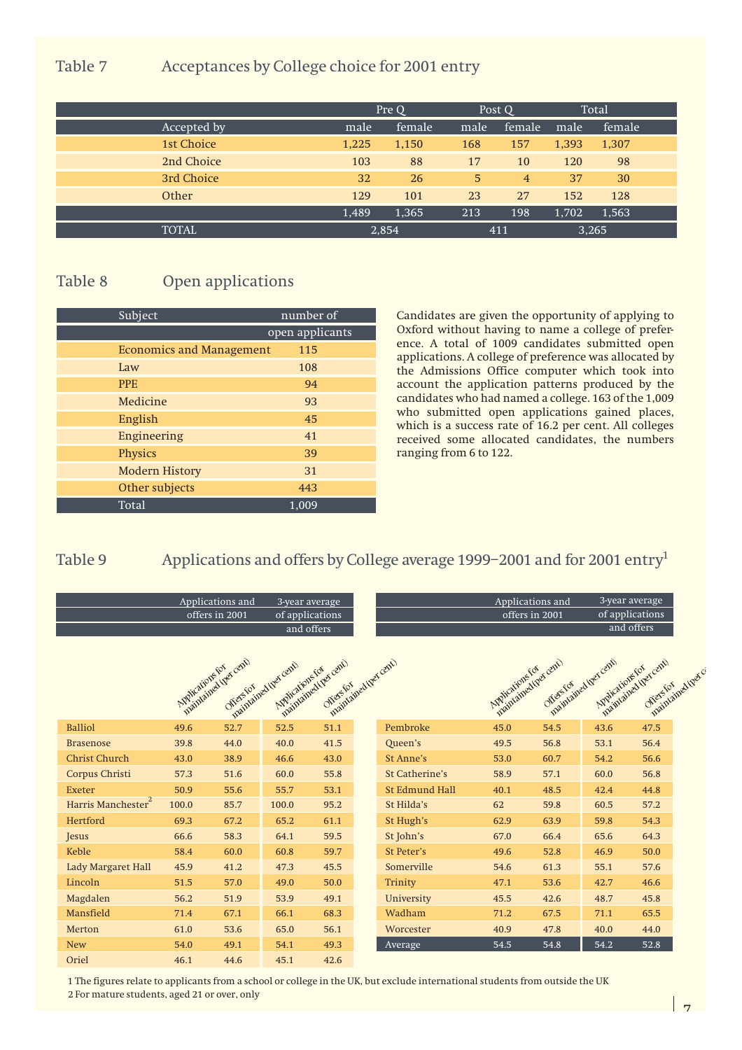## Table 7 Acceptances by College choice for 2001 entry

| | Pre Q | | Post Q | | Total | |
|---|---|---|---|---|---|---|
| Accepted by | male | female | male | female | male | female |
| 1st Choice | 1,225 | 1,150 | 168 | 157 | 1,393 | 1,307 |
| 2nd Choice | 103 | 88 | 17 | 10 | 120 | 98 |
| 3rd Choice | 32 | 26 | 5 | 4 | 37 | 30 |
| Other | 129 | 101 | 23 | 27 | 152 | 128 |
| | 1,489 | 1,365 | 213 | 198 | 1,702 | 1,563 |
| TOTAL | 2,854 | | 411 | | 3,265 | |

## Table 8 Open applications

| Subject | number of open applicants |
|---|---|
| Economics and Management | 115 |
| Law | 108 |
| PPE | 94 |
| Medicine | 93 |
| English | 45 |
| Engineering | 41 |
| Physics | 39 |
| Modern History | 31 |
| Other subjects | 443 |
| Total | 1,009 |

Candidates are given the opportunity of applying to Oxford without having to name a college of preference. A total of 1009 candidates submitted open applications. A college of preference was allocated by the Admissions Office computer which took into account the application patterns produced by the candidates who had named a college. 163 of the 1,009 who submitted open applications gained places, which is a success rate of 16.2 per cent. All colleges received some allocated candidates, the numbers ranging from 6 to 122.

## Table 9 Applications and offers by College average 1999–2001 and for 2001 entry[1]

| | Applications and offers in 2001 | | 3-year average of applications and offers | |
|---|---|---|---|---|
| | Applications for maintained (per cent) | Offers for maintained (per cent) | Applications for maintained (per cent) | Offers for maintained (per cent) |
| Balliol | 49.6 | 52.7 | 52.5 | 51.1 |
| Brasenose | 39.8 | 44.0 | 40.0 | 41.5 |
| Christ Church | 43.0 | 38.9 | 46.6 | 43.0 |
| Corpus Christi | 57.3 | 51.6 | 60.0 | 55.8 |
| Exeter | 50.9 | 55.6 | 55.7 | 53.1 |
| Harris Manchester[2] | 100.0 | 85.7 | 100.0 | 95.2 |
| Hertford | 69.3 | 67.2 | 65.2 | 61.1 |
| Jesus | 66.6 | 58.3 | 64.1 | 59.5 |
| Keble | 58.4 | 60.0 | 60.8 | 59.7 |
| Lady Margaret Hall | 45.9 | 41.2 | 47.3 | 45.5 |
| Lincoln | 51.5 | 57.0 | 49.0 | 50.0 |
| Magdalen | 56.2 | 51.9 | 53.9 | 49.1 |
| Mansfield | 71.4 | 67.1 | 66.1 | 68.3 |
| Merton | 61.0 | 53.6 | 65.0 | 56.1 |
| New | 54.0 | 49.1 | 54.1 | 49.3 |
| Oriel | 46.1 | 44.6 | 45.1 | 42.6 |
| Pembroke | 45.0 | 54.5 | 43.6 | 47.5 |
| Queen's | 49.5 | 56.8 | 53.1 | 56.4 |
| St Anne's | 53.0 | 60.7 | 54.2 | 56.6 |
| St Catherine's | 58.9 | 57.1 | 60.0 | 56.8 |
| St Edmund Hall | 40.1 | 48.5 | 42.4 | 44.8 |
| St Hilda's | 62 | 59.8 | 60.5 | 57.2 |
| St Hugh's | 62.9 | 63.9 | 59.8 | 54.3 |
| St John's | 67.0 | 66.4 | 65.6 | 64.3 |
| St Peter's | 49.6 | 52.8 | 46.9 | 50.0 |
| Somerville | 54.6 | 61.3 | 55.1 | 57.6 |
| Trinity | 47.1 | 53.6 | 42.7 | 46.6 |
| University | 45.5 | 42.6 | 48.7 | 45.8 |
| Wadham | 71.2 | 67.5 | 71.1 | 65.5 |
| Worcester | 40.9 | 47.8 | 40.0 | 44.0 |
| Average | 54.5 | 54.8 | 54.2 | 52.8 |

1 The figures relate to applicants from a school or college in the UK, but exclude international students from outside the UK
2 For mature students, aged 21 or over, only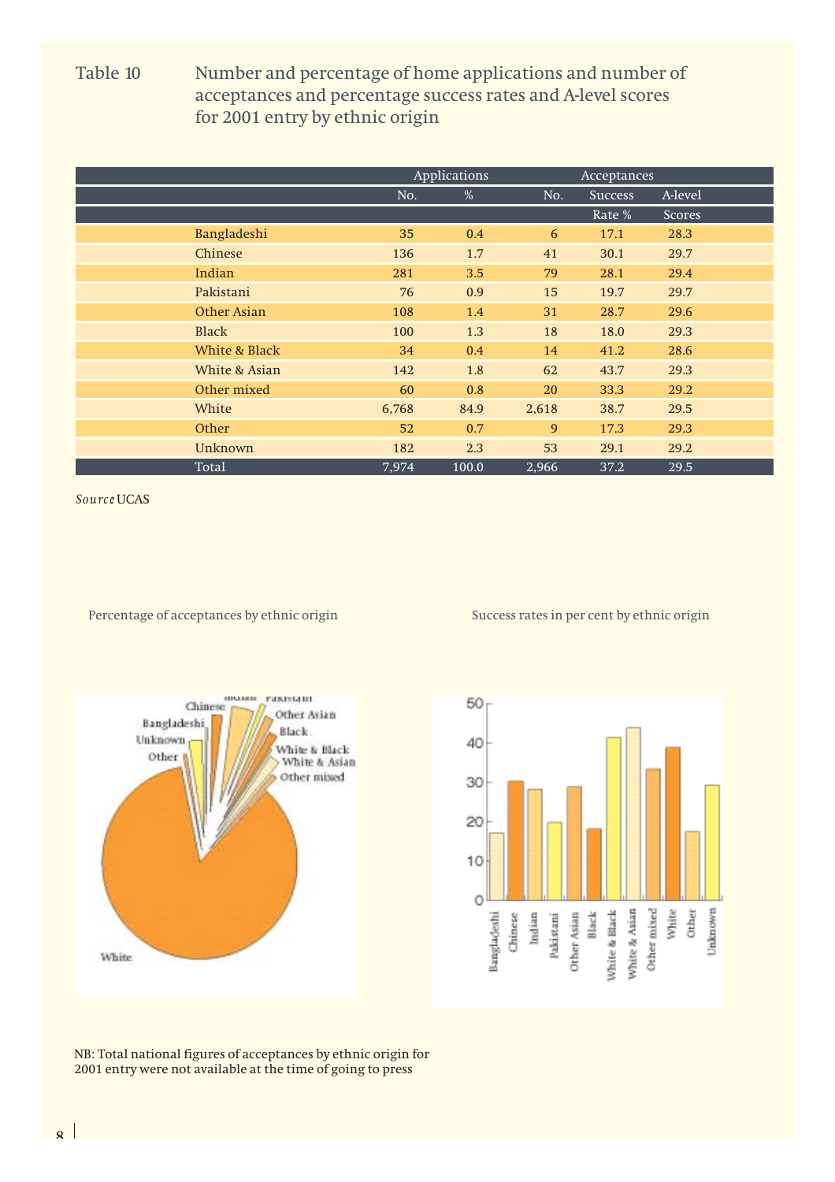Table 10 Number and percentage of home applications and number of acceptances and percentage success rates and A-level scores for 2001 entry by ethnic origin

| | Applications | | Acceptances | | |
|---|---|---|---|---|---|
| | No. | % | No. | Success Rate % | A-level Scores |
| Bangladeshi | 35 | 0.4 | 6 | 17.1 | 28.3 |
| Chinese | 136 | 1.7 | 41 | 30.1 | 29.7 |
| Indian | 281 | 3.5 | 79 | 28.1 | 29.4 |
| Pakistani | 76 | 0.9 | 15 | 19.7 | 29.7 |
| Other Asian | 108 | 1.4 | 31 | 28.7 | 29.6 |
| Black | 100 | 1.3 | 18 | 18.0 | 29.3 |
| White & Black | 34 | 0.4 | 14 | 41.2 | 28.6 |
| White & Asian | 142 | 1.8 | 62 | 43.7 | 29.3 |
| Other mixed | 60 | 0.8 | 20 | 33.3 | 29.2 |
| White | 6,768 | 84.9 | 2,618 | 38.7 | 29.5 |
| Other | 52 | 0.7 | 9 | 17.3 | 29.3 |
| Unknown | 182 | 2.3 | 53 | 29.1 | 29.2 |
| Total | 7,974 | 100.0 | 2,966 | 37.2 | 29.5 |

*Source* UCAS

Percentage of acceptances by ethnic origin

Chinese
Indian
Pakistani
Bangladeshi
Other Asian
Unknown
Black
Other
White & Black
White & Asian
Other mixed
White

Success rates in per cent by ethnic origin

50
40
30
20
10
0

Bangladeshi
Chinese
Indian
Pakistani
Other Asian
Black
White & Black
White & Asian
Other mixed
White
Other
Unknown

NB: Total national figures of acceptances by ethnic origin for 2001 entry were not available at the time of going to press